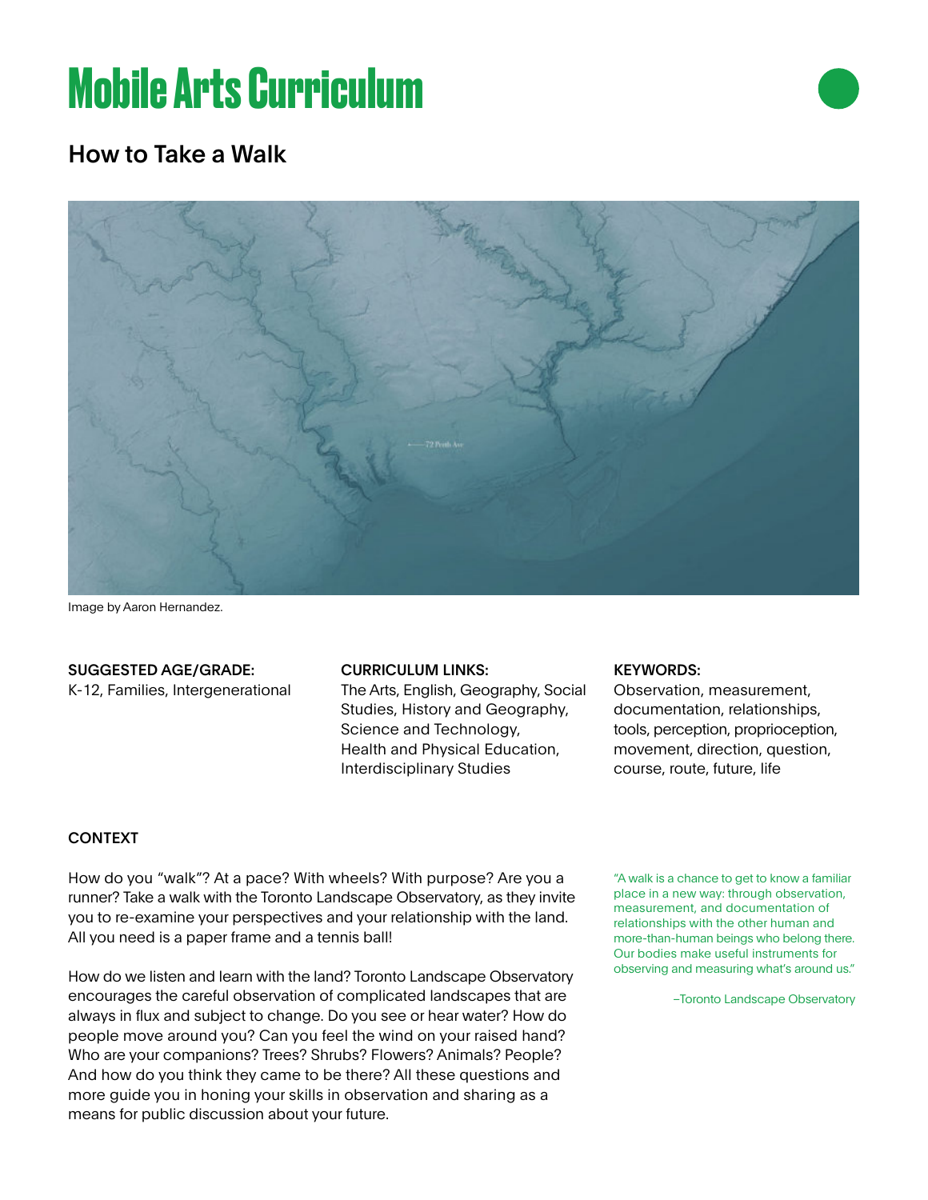# Mobile Arts Curriculum

## How to Take a Walk

Image by Aaron Hernandez.

**SUGGESTED AGE/GRADE:**
K-12, Families, Intergenerational

**CURRICULUM LINKS:**
The Arts, English, Geography, Social Studies, History and Geography, Science and Technology, Health and Physical Education, Interdisciplinary Studies

**KEYWORDS:**
Observation, measurement, documentation, relationships, tools, perception, proprioception, movement, direction, question, course, route, future, life

**CONTEXT**

How do you "walk"? At a pace? With wheels? With purpose? Are you a runner? Take a walk with the Toronto Landscape Observatory, as they invite you to re-examine your perspectives and your relationship with the land. All you need is a paper frame and a tennis ball!

How do we listen and learn with the land? Toronto Landscape Observatory encourages the careful observation of complicated landscapes that are always in flux and subject to change. Do you see or hear water? How do people move around you? Can you feel the wind on your raised hand? Who are your companions? Trees? Shrubs? Flowers? Animals? People? And how do you think they came to be there? All these questions and more guide you in honing your skills in observation and sharing as a means for public discussion about your future.

> "A walk is a chance to get to know a familiar place in a new way: through observation, measurement, and documentation of relationships with the other human and more-than-human beings who belong there. Our bodies make useful instruments for observing and measuring what's around us."
>
> –Toronto Landscape Observatory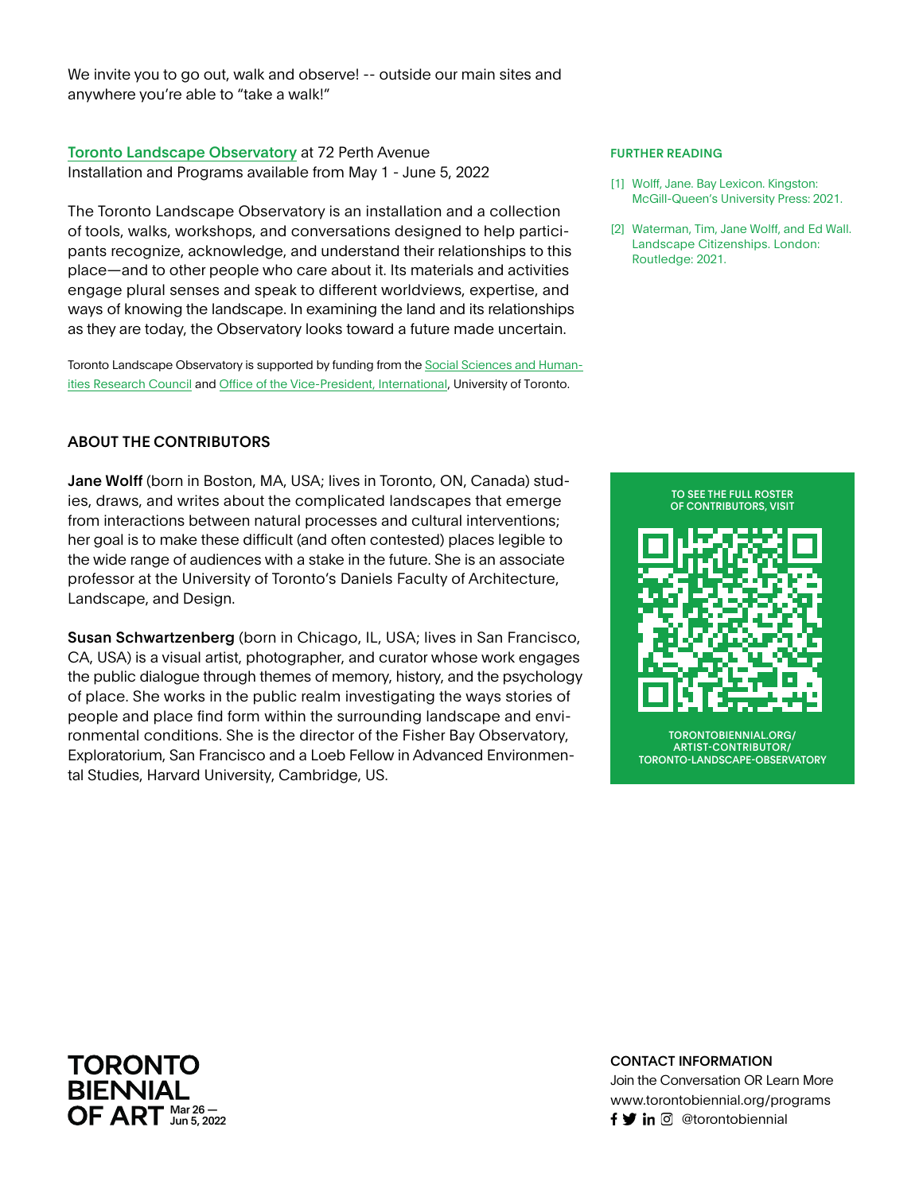We invite you to go out, walk and observe! -- outside our main sites and anywhere you're able to "take a walk!"

Toronto Landscape Observatory at 72 Perth Avenue
Installation and Programs available from May 1 - June 5, 2022

The Toronto Landscape Observatory is an installation and a collection of tools, walks, workshops, and conversations designed to help participants recognize, acknowledge, and understand their relationships to this place—and to other people who care about it. Its materials and activities engage plural senses and speak to different worldviews, expertise, and ways of knowing the landscape. In examining the land and its relationships as they are today, the Observatory looks toward a future made uncertain.

Toronto Landscape Observatory is supported by funding from the Social Sciences and Humanities Research Council and Office of the Vice-President, International, University of Toronto.

### FURTHER READING

[1] Wolff, Jane. Bay Lexicon. Kingston: McGill-Queen's University Press: 2021.

[2] Waterman, Tim, Jane Wolff, and Ed Wall. Landscape Citizenships. London: Routledge: 2021.

### ABOUT THE CONTRIBUTORS

**Jane Wolff** (born in Boston, MA, USA; lives in Toronto, ON, Canada) studies, draws, and writes about the complicated landscapes that emerge from interactions between natural processes and cultural interventions; her goal is to make these difficult (and often contested) places legible to the wide range of audiences with a stake in the future. She is an associate professor at the University of Toronto's Daniels Faculty of Architecture, Landscape, and Design.

**Susan Schwartzenberg** (born in Chicago, IL, USA; lives in San Francisco, CA, USA) is a visual artist, photographer, and curator whose work engages the public dialogue through themes of memory, history, and the psychology of place. She works in the public realm investigating the ways stories of people and place find form within the surrounding landscape and environmental conditions. She is the director of the Fisher Bay Observatory, Exploratorium, San Francisco and a Loeb Fellow in Advanced Environmental Studies, Harvard University, Cambridge, US.

TO SEE THE FULL ROSTER OF CONTRIBUTORS, VISIT

TORONTOBIENNIAL.ORG/ARTIST-CONTRIBUTOR/TORONTO-LANDSCAPE-OBSERVATORY

TORONTO BIENNIAL OF ART Mar 26 — Jun 5, 2022

### CONTACT INFORMATION

Join the Conversation OR Learn More
www.torontobiennial.org/programs
@torontobiennial